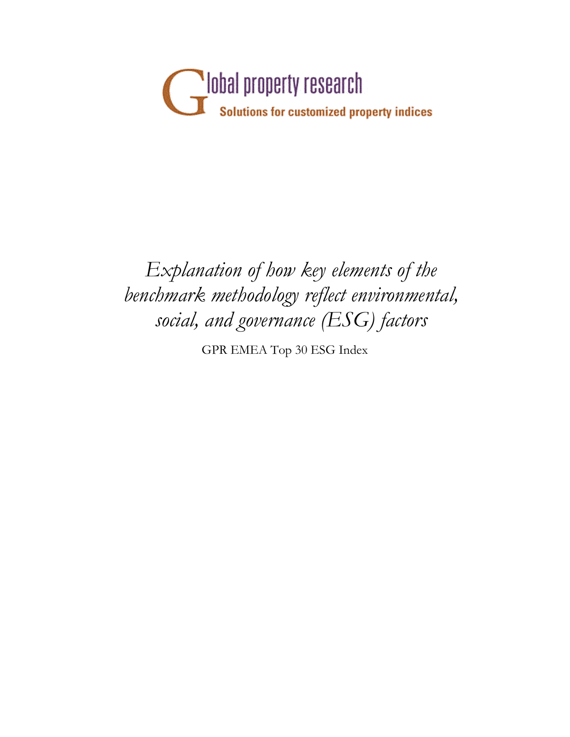Global property research

Solutions for customized property indices

*Explanation of how key elements of the benchmark methodology reflect environmental, social, and governance (ESG) factors*

GPR EMEA Top 30 ESG Index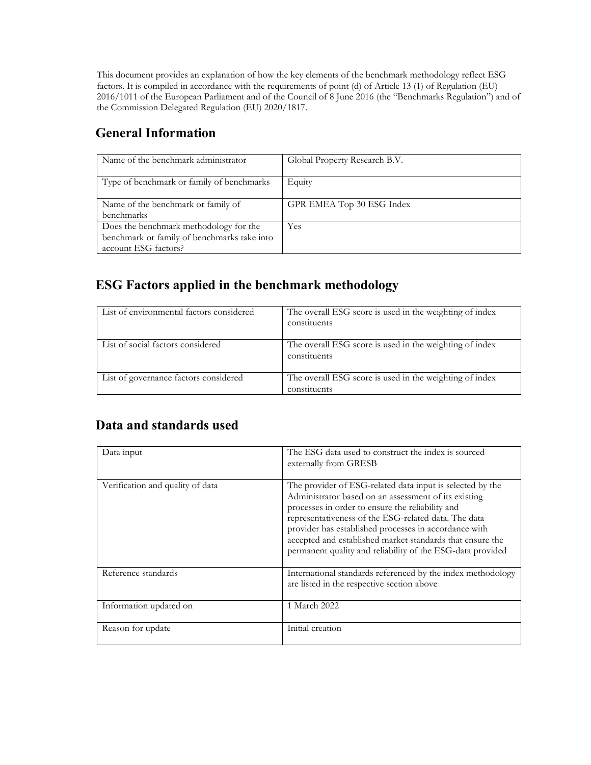This document provides an explanation of how the key elements of the benchmark methodology reflect ESG factors. It is compiled in accordance with the requirements of point (d) of Article 13 (1) of Regulation (EU) 2016/1011 of the European Parliament and of the Council of 8 June 2016 (the "Benchmarks Regulation") and of the Commission Delegated Regulation (EU) 2020/1817.

## General Information

| | |
|---|---|
| Name of the benchmark administrator | Global Property Research B.V. |
| Type of benchmark or family of benchmarks | Equity |
| Name of the benchmark or family of benchmarks | GPR EMEA Top 30 ESG Index |
| Does the benchmark methodology for the benchmark or family of benchmarks take into account ESG factors? | Yes |

## ESG Factors applied in the benchmark methodology

| | |
|---|---|
| List of environmental factors considered | The overall ESG score is used in the weighting of index constituents |
| List of social factors considered | The overall ESG score is used in the weighting of index constituents |
| List of governance factors considered | The overall ESG score is used in the weighting of index constituents |

## Data and standards used

| | |
|---|---|
| Data input | The ESG data used to construct the index is sourced externally from GRESB |
| Verification and quality of data | The provider of ESG-related data input is selected by the Administrator based on an assessment of its existing processes in order to ensure the reliability and representativeness of the ESG-related data. The data provider has established processes in accordance with accepted and established market standards that ensure the permanent quality and reliability of the ESG-data provided |
| Reference standards | International standards referenced by the index methodology are listed in the respective section above |
| Information updated on | 1 March 2022 |
| Reason for update | Initial creation |